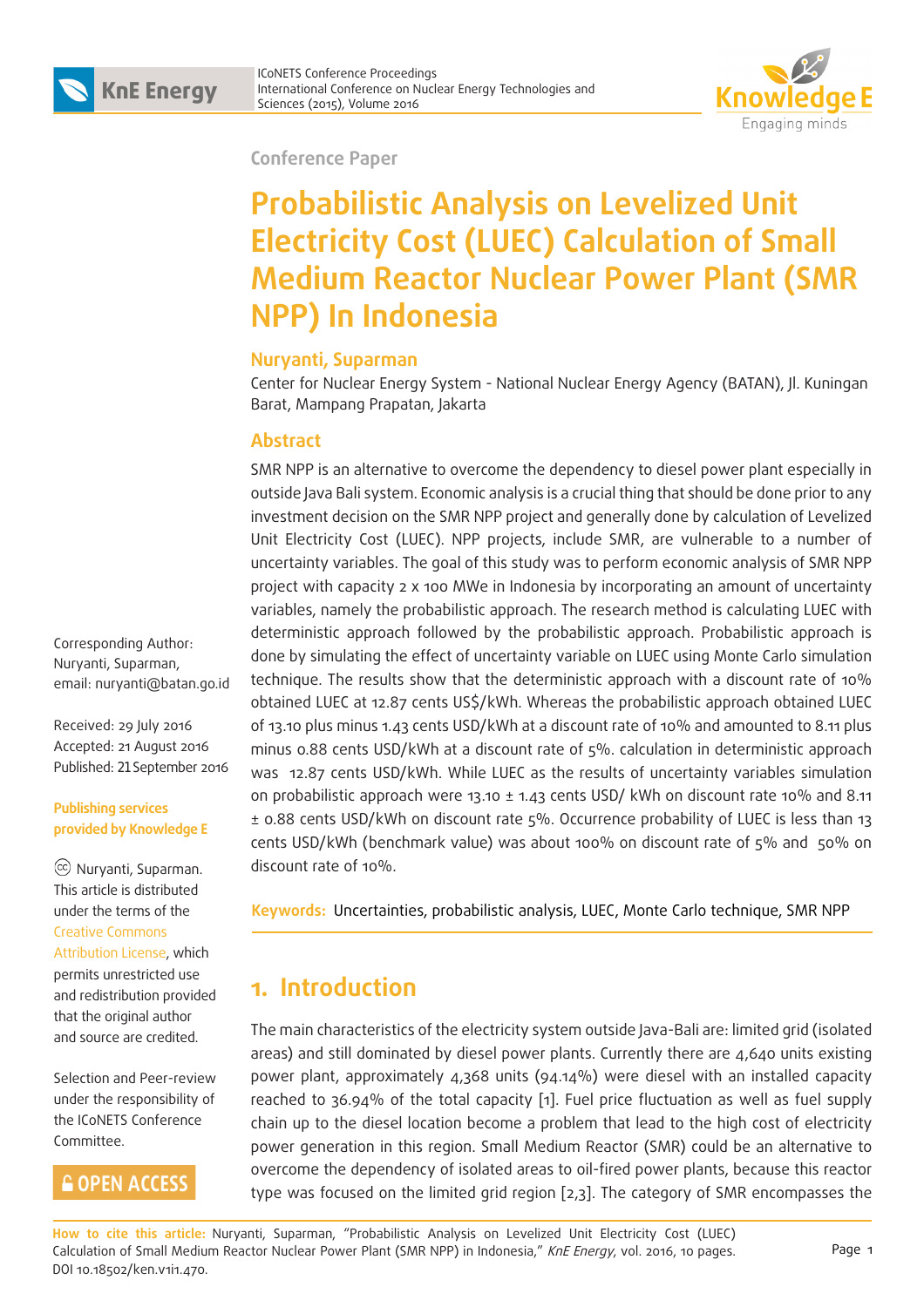Conference Paper

# Probabilistic Analysis on Levelized Unit Electricity Cost (LUEC) Calculation of Small Medium Reactor Nuclear Power Plant (SMR NPP) In Indonesia

**Nuryanti, Suparman**

Center for Nuclear Energy System - National Nuclear Energy Agency (BATAN), Jl. Kuningan Barat, Mampang Prapatan, Jakarta

Corresponding Author: Nuryanti, Suparman, email: nuryanti@batan.go.id

Received: 29 July 2016
Accepted: 21 August 2016
Published: 21 September 2016

**Publishing services provided by Knowledge E**

Nuryanti, Suparman. This article is distributed under the terms of the Creative Commons Attribution License, which permits unrestricted use and redistribution provided that the original author and source are credited.

Selection and Peer-review under the responsibility of the ICoNETS Conference Committee.

OPEN ACCESS

## Abstract

SMR NPP is an alternative to overcome the dependency to diesel power plant especially in outside Java Bali system. Economic analysis is a crucial thing that should be done prior to any investment decision on the SMR NPP project and generally done by calculation of Levelized Unit Electricity Cost (LUEC). NPP projects, include SMR, are vulnerable to a number of uncertainty variables. The goal of this study was to perform economic analysis of SMR NPP project with capacity 2 x 100 MWe in Indonesia by incorporating an amount of uncertainty variables, namely the probabilistic approach. The research method is calculating LUEC with deterministic approach followed by the probabilistic approach. Probabilistic approach is done by simulating the effect of uncertainty variable on LUEC using Monte Carlo simulation technique. The results show that the deterministic approach with a discount rate of 10% obtained LUEC at 12.87 cents US$/kWh. Whereas the probabilistic approach obtained LUEC of 13.10 plus minus 1.43 cents USD/kWh at a discount rate of 10% and amounted to 8.11 plus minus 0.88 cents USD/kWh at a discount rate of 5%. calculation in deterministic approach was 12.87 cents USD/kWh. While LUEC as the results of uncertainty variables simulation on probabilistic approach were 13.10 ± 1.43 cents USD/ kWh on discount rate 10% and 8.11 ± 0.88 cents USD/kWh on discount rate 5%. Occurrence probability of LUEC is less than 13 cents USD/kWh (benchmark value) was about 100% on discount rate of 5% and 50% on discount rate of 10%.

**Keywords:** Uncertainties, probabilistic analysis, LUEC, Monte Carlo technique, SMR NPP

## 1. Introduction

The main characteristics of the electricity system outside Java-Bali are: limited grid (isolated areas) and still dominated by diesel power plants. Currently there are 4,640 units existing power plant, approximately 4,368 units (94.14%) were diesel with an installed capacity reached to 36.94% of the total capacity [1]. Fuel price fluctuation as well as fuel supply chain up to the diesel location become a problem that lead to the high cost of electricity power generation in this region. Small Medium Reactor (SMR) could be an alternative to overcome the dependency of isolated areas to oil-fired power plants, because this reactor type was focused on the limited grid region [2,3]. The category of SMR encompasses the

**How to cite this article:** Nuryanti, Suparman, "Probabilistic Analysis on Levelized Unit Electricity Cost (LUEC) Calculation of Small Medium Reactor Nuclear Power Plant (SMR NPP) in Indonesia," *KnE Energy*, vol. 2016, 10 pages. DOI 10.18502/ken.v1i1.470.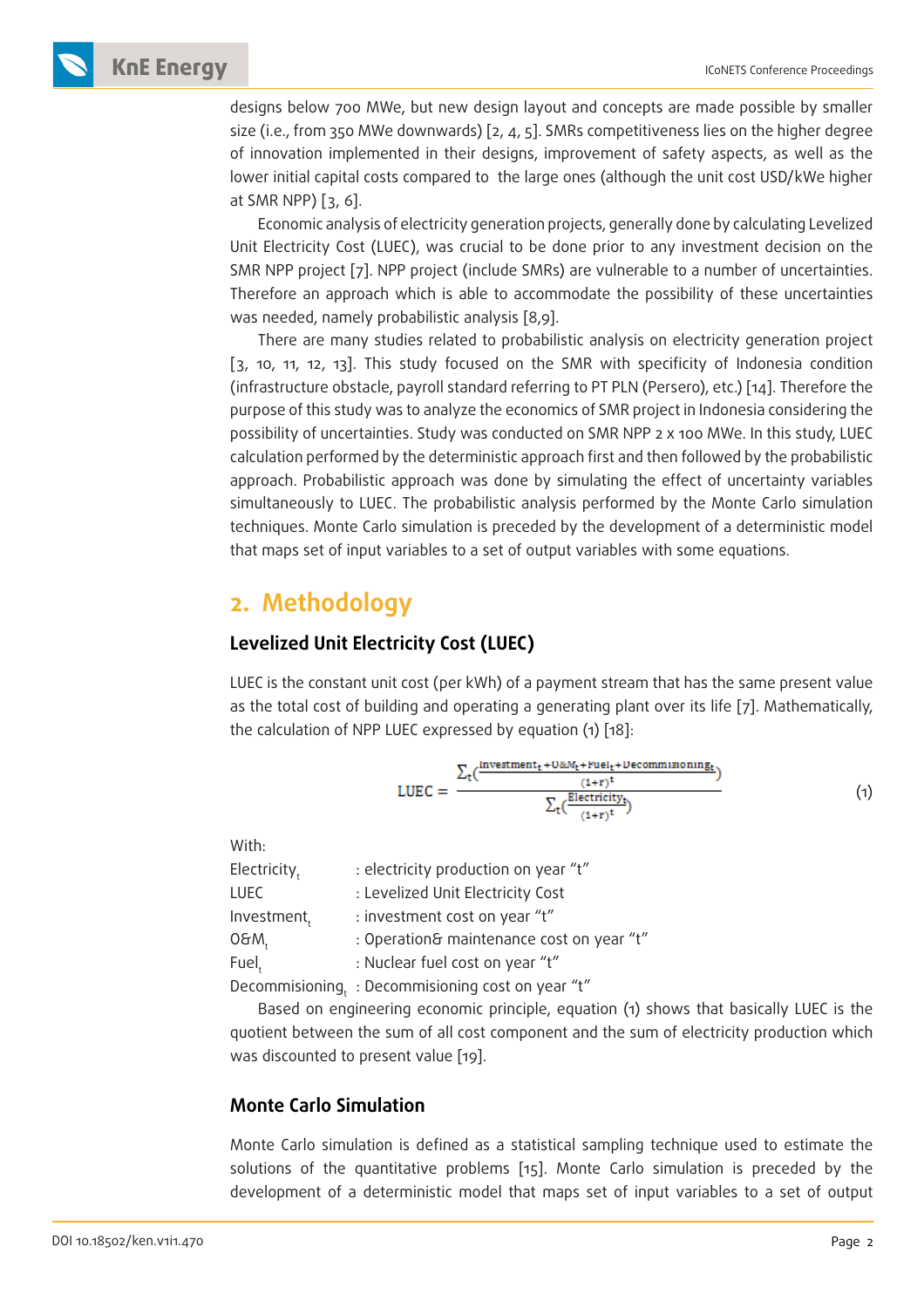designs below 700 MWe, but new design layout and concepts are made possible by smaller size (i.e., from 350 MWe downwards) [2, 4, 5]. SMRs competitiveness lies on the higher degree of innovation implemented in their designs, improvement of safety aspects, as well as the lower initial capital costs compared to the large ones (although the unit cost USD/kWe higher at SMR NPP) [3, 6].

Economic analysis of electricity generation projects, generally done by calculating Levelized Unit Electricity Cost (LUEC), was crucial to be done prior to any investment decision on the SMR NPP project [7]. NPP project (include SMRs) are vulnerable to a number of uncertainties. Therefore an approach which is able to accommodate the possibility of these uncertainties was needed, namely probabilistic analysis [8,9].

There are many studies related to probabilistic analysis on electricity generation project [3, 10, 11, 12, 13]. This study focused on the SMR with specificity of Indonesia condition (infrastructure obstacle, payroll standard referring to PT PLN (Persero), etc.) [14]. Therefore the purpose of this study was to analyze the economics of SMR project in Indonesia considering the possibility of uncertainties. Study was conducted on SMR NPP 2 x 100 MWe. In this study, LUEC calculation performed by the deterministic approach first and then followed by the probabilistic approach. Probabilistic approach was done by simulating the effect of uncertainty variables simultaneously to LUEC. The probabilistic analysis performed by the Monte Carlo simulation techniques. Monte Carlo simulation is preceded by the development of a deterministic model that maps set of input variables to a set of output variables with some equations.

## 2. Methodology

### Levelized Unit Electricity Cost (LUEC)

LUEC is the constant unit cost (per kWh) of a payment stream that has the same present value as the total cost of building and operating a generating plant over its life [7]. Mathematically, the calculation of NPP LUEC expressed by equation (1) [18]:

$$\text{LUEC} = \frac{\sum_t \left(\frac{\text{Investment}_t + \text{O\&M}_t + \text{Fuel}_t + \text{Decommissioning}_t}{(1+r)^t}\right)}{\sum_t \left(\frac{\text{Electricity}_t}{(1+r)^t}\right)} \tag{1}$$

With:

- $\text{Electricity}_t$ : electricity production on year "t"
- LUEC : Levelized Unit Electricity Cost
- $\text{Investment}_t$ : investment cost on year "t"
- $\text{O\&M}_t$ : Operation& maintenance cost on year "t"
- $\text{Fuel}_t$ : Nuclear fuel cost on year "t"
- $\text{Decommisioning}_t$ : Decommisioning cost on year "t"

Based on engineering economic principle, equation (1) shows that basically LUEC is the quotient between the sum of all cost component and the sum of electricity production which was discounted to present value [19].

### Monte Carlo Simulation

Monte Carlo simulation is defined as a statistical sampling technique used to estimate the solutions of the quantitative problems [15]. Monte Carlo simulation is preceded by the development of a deterministic model that maps set of input variables to a set of output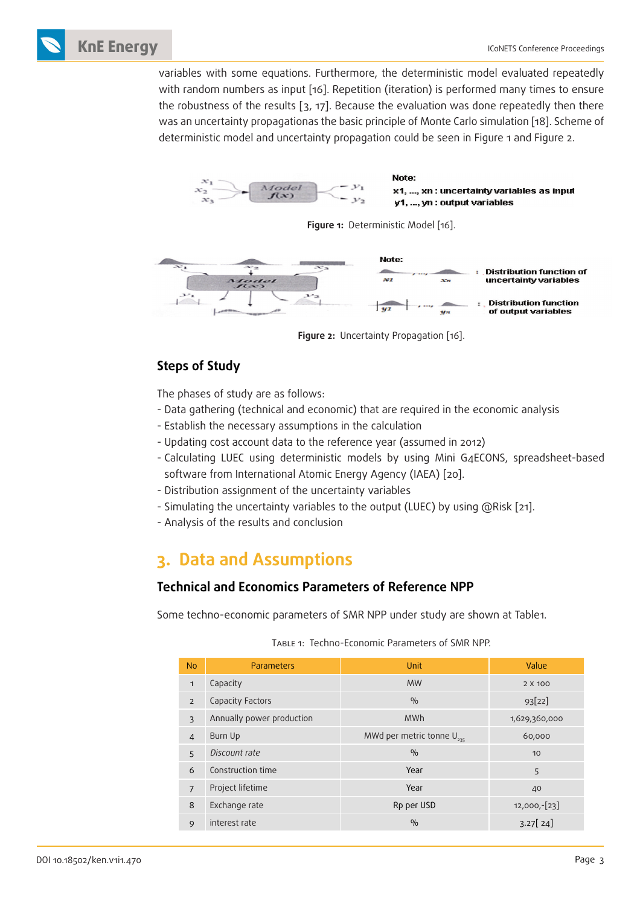variables with some equations. Furthermore, the deterministic model evaluated repeatedly with random numbers as input [16]. Repetition (iteration) is performed many times to ensure the robustness of the results [3, 17]. Because the evaluation was done repeatedly then there was an uncertainty propagationas the basic principle of Monte Carlo simulation [18]. Scheme of deterministic model and uncertainty propagation could be seen in Figure 1 and Figure 2.

**Figure 1:** Deterministic Model [16].

**Figure 2:** Uncertainty Propagation [16].

## Steps of Study

The phases of study are as follows:

- Data gathering (technical and economic) that are required in the economic analysis
- Establish the necessary assumptions in the calculation
- Updating cost account data to the reference year (assumed in 2012)
- Calculating LUEC using deterministic models by using Mini G4ECONS, spreadsheet-based software from International Atomic Energy Agency (IAEA) [20].
- Distribution assignment of the uncertainty variables
- Simulating the uncertainty variables to the output (LUEC) by using @Risk [21].
- Analysis of the results and conclusion

# 3. Data and Assumptions

## Technical and Economics Parameters of Reference NPP

Some techno-economic parameters of SMR NPP under study are shown at Table1.

Table 1: Techno-Economic Parameters of SMR NPP.

| No | Parameters | Unit | Value |
|---|---|---|---|
| 1 | Capacity | MW | 2 x 100 |
| 2 | Capacity Factors | % | 93[22] |
| 3 | Annually power production | MWh | 1,629,360,000 |
| 4 | Burn Up | MWd per metric tonne $U_{235}$ | 60,000 |
| 5 | *Discount rate* | % | 10 |
| 6 | Construction time | Year | 5 |
| 7 | Project lifetime | Year | 40 |
| 8 | Exchange rate | Rp per USD | 12,000,-[23] |
| 9 | interest rate | % | 3.27[ 24] |